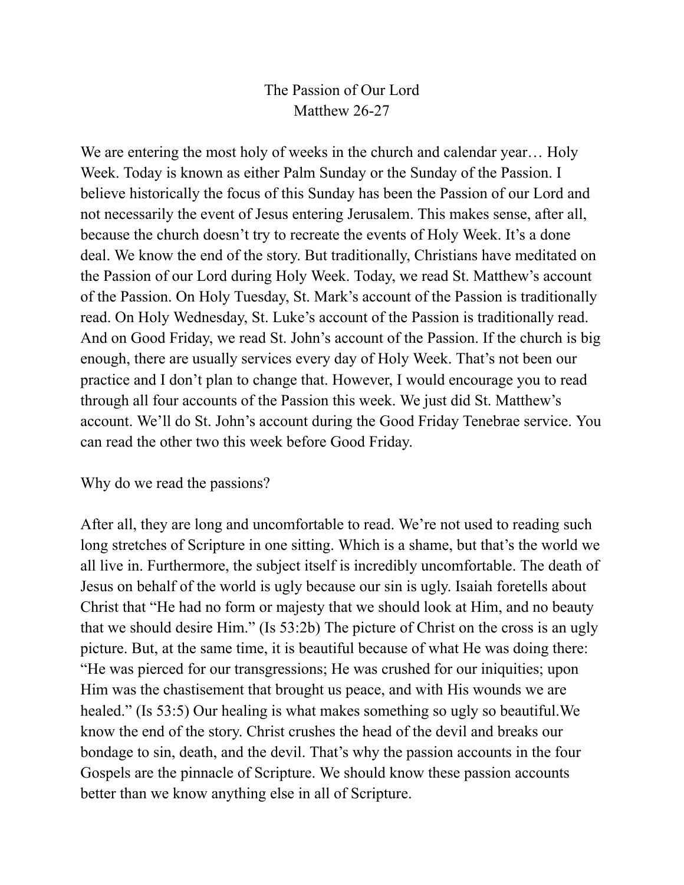# The Passion of Our Lord
## Matthew 26-27

We are entering the most holy of weeks in the church and calendar year… Holy Week. Today is known as either Palm Sunday or the Sunday of the Passion. I believe historically the focus of this Sunday has been the Passion of our Lord and not necessarily the event of Jesus entering Jerusalem. This makes sense, after all, because the church doesn't try to recreate the events of Holy Week. It's a done deal. We know the end of the story. But traditionally, Christians have meditated on the Passion of our Lord during Holy Week. Today, we read St. Matthew's account of the Passion. On Holy Tuesday, St. Mark's account of the Passion is traditionally read. On Holy Wednesday, St. Luke's account of the Passion is traditionally read. And on Good Friday, we read St. John's account of the Passion. If the church is big enough, there are usually services every day of Holy Week. That's not been our practice and I don't plan to change that. However, I would encourage you to read through all four accounts of the Passion this week. We just did St. Matthew's account. We'll do St. John's account during the Good Friday Tenebrae service. You can read the other two this week before Good Friday.

Why do we read the passions?

After all, they are long and uncomfortable to read. We're not used to reading such long stretches of Scripture in one sitting. Which is a shame, but that's the world we all live in. Furthermore, the subject itself is incredibly uncomfortable. The death of Jesus on behalf of the world is ugly because our sin is ugly. Isaiah foretells about Christ that "He had no form or majesty that we should look at Him, and no beauty that we should desire Him." (Is 53:2b) The picture of Christ on the cross is an ugly picture. But, at the same time, it is beautiful because of what He was doing there: "He was pierced for our transgressions; He was crushed for our iniquities; upon Him was the chastisement that brought us peace, and with His wounds we are healed." (Is 53:5) Our healing is what makes something so ugly so beautiful.We know the end of the story. Christ crushes the head of the devil and breaks our bondage to sin, death, and the devil. That's why the passion accounts in the four Gospels are the pinnacle of Scripture. We should know these passion accounts better than we know anything else in all of Scripture.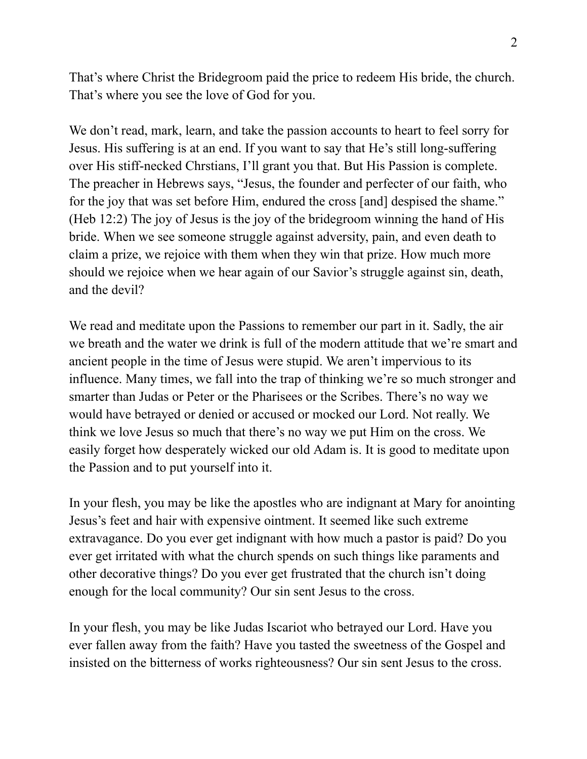That's where Christ the Bridegroom paid the price to redeem His bride, the church. That's where you see the love of God for you.

We don't read, mark, learn, and take the passion accounts to heart to feel sorry for Jesus. His suffering is at an end. If you want to say that He's still long-suffering over His stiff-necked Chrstians, I'll grant you that. But His Passion is complete. The preacher in Hebrews says, "Jesus, the founder and perfecter of our faith, who for the joy that was set before Him, endured the cross [and] despised the shame." (Heb 12:2) The joy of Jesus is the joy of the bridegroom winning the hand of His bride. When we see someone struggle against adversity, pain, and even death to claim a prize, we rejoice with them when they win that prize. How much more should we rejoice when we hear again of our Savior's struggle against sin, death, and the devil?

We read and meditate upon the Passions to remember our part in it. Sadly, the air we breath and the water we drink is full of the modern attitude that we're smart and ancient people in the time of Jesus were stupid. We aren't impervious to its influence. Many times, we fall into the trap of thinking we're so much stronger and smarter than Judas or Peter or the Pharisees or the Scribes. There's no way we would have betrayed or denied or accused or mocked our Lord. Not really. We think we love Jesus so much that there's no way we put Him on the cross. We easily forget how desperately wicked our old Adam is. It is good to meditate upon the Passion and to put yourself into it.

In your flesh, you may be like the apostles who are indignant at Mary for anointing Jesus's feet and hair with expensive ointment. It seemed like such extreme extravagance. Do you ever get indignant with how much a pastor is paid? Do you ever get irritated with what the church spends on such things like paraments and other decorative things? Do you ever get frustrated that the church isn't doing enough for the local community? Our sin sent Jesus to the cross.

In your flesh, you may be like Judas Iscariot who betrayed our Lord. Have you ever fallen away from the faith? Have you tasted the sweetness of the Gospel and insisted on the bitterness of works righteousness? Our sin sent Jesus to the cross.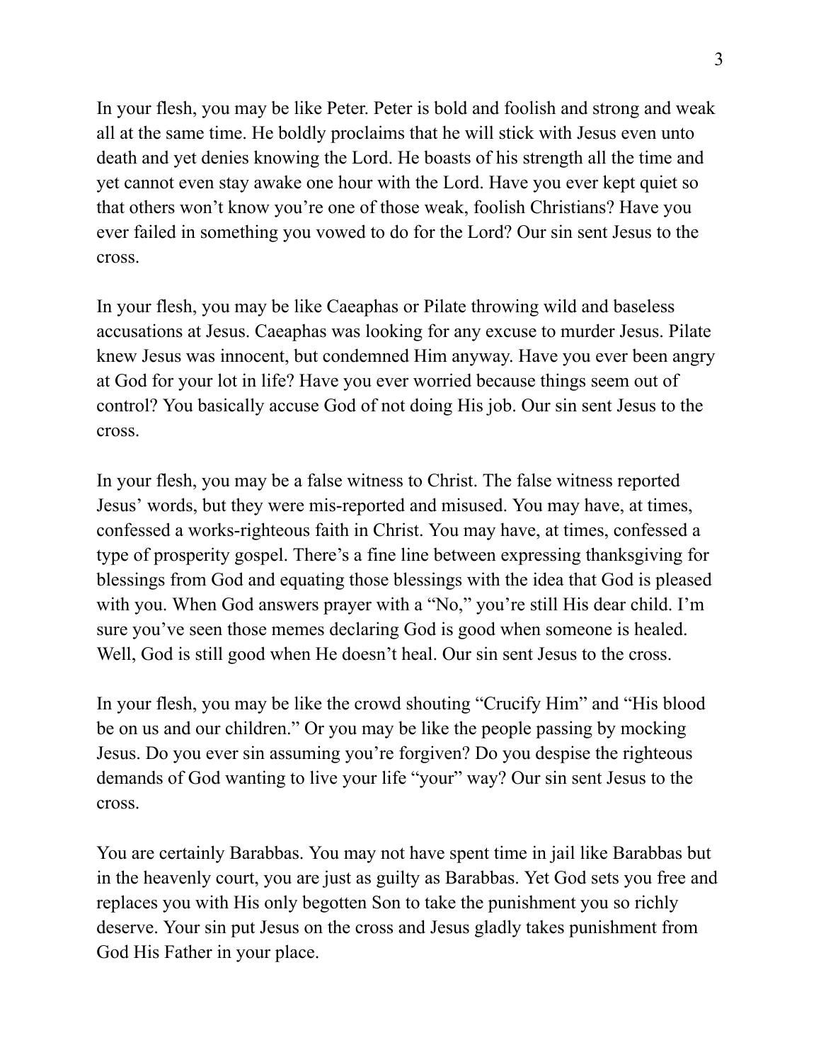In your flesh, you may be like Peter. Peter is bold and foolish and strong and weak all at the same time. He boldly proclaims that he will stick with Jesus even unto death and yet denies knowing the Lord. He boasts of his strength all the time and yet cannot even stay awake one hour with the Lord. Have you ever kept quiet so that others won't know you're one of those weak, foolish Christians? Have you ever failed in something you vowed to do for the Lord? Our sin sent Jesus to the cross.

In your flesh, you may be like Caeaphas or Pilate throwing wild and baseless accusations at Jesus. Caeaphas was looking for any excuse to murder Jesus. Pilate knew Jesus was innocent, but condemned Him anyway. Have you ever been angry at God for your lot in life? Have you ever worried because things seem out of control? You basically accuse God of not doing His job. Our sin sent Jesus to the cross.

In your flesh, you may be a false witness to Christ. The false witness reported Jesus' words, but they were mis-reported and misused. You may have, at times, confessed a works-righteous faith in Christ. You may have, at times, confessed a type of prosperity gospel. There's a fine line between expressing thanksgiving for blessings from God and equating those blessings with the idea that God is pleased with you. When God answers prayer with a "No," you're still His dear child. I'm sure you've seen those memes declaring God is good when someone is healed. Well, God is still good when He doesn't heal. Our sin sent Jesus to the cross.

In your flesh, you may be like the crowd shouting "Crucify Him" and "His blood be on us and our children." Or you may be like the people passing by mocking Jesus. Do you ever sin assuming you're forgiven? Do you despise the righteous demands of God wanting to live your life "your" way? Our sin sent Jesus to the cross.

You are certainly Barabbas. You may not have spent time in jail like Barabbas but in the heavenly court, you are just as guilty as Barabbas. Yet God sets you free and replaces you with His only begotten Son to take the punishment you so richly deserve. Your sin put Jesus on the cross and Jesus gladly takes punishment from God His Father in your place.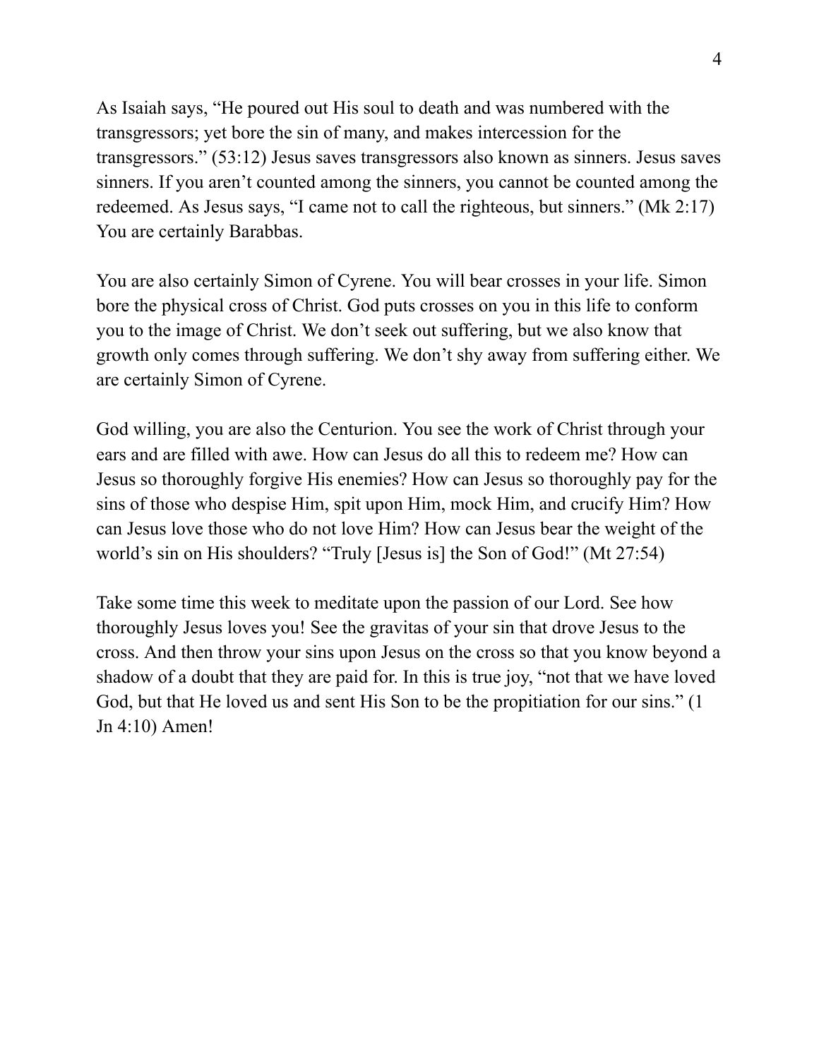As Isaiah says, "He poured out His soul to death and was numbered with the transgressors; yet bore the sin of many, and makes intercession for the transgressors." (53:12) Jesus saves transgressors also known as sinners. Jesus saves sinners. If you aren't counted among the sinners, you cannot be counted among the redeemed. As Jesus says, "I came not to call the righteous, but sinners." (Mk 2:17) You are certainly Barabbas.

You are also certainly Simon of Cyrene. You will bear crosses in your life. Simon bore the physical cross of Christ. God puts crosses on you in this life to conform you to the image of Christ. We don't seek out suffering, but we also know that growth only comes through suffering. We don't shy away from suffering either. We are certainly Simon of Cyrene.

God willing, you are also the Centurion. You see the work of Christ through your ears and are filled with awe. How can Jesus do all this to redeem me? How can Jesus so thoroughly forgive His enemies? How can Jesus so thoroughly pay for the sins of those who despise Him, spit upon Him, mock Him, and crucify Him? How can Jesus love those who do not love Him? How can Jesus bear the weight of the world's sin on His shoulders? "Truly [Jesus is] the Son of God!" (Mt 27:54)

Take some time this week to meditate upon the passion of our Lord. See how thoroughly Jesus loves you! See the gravitas of your sin that drove Jesus to the cross. And then throw your sins upon Jesus on the cross so that you know beyond a shadow of a doubt that they are paid for. In this is true joy, "not that we have loved God, but that He loved us and sent His Son to be the propitiation for our sins." (1 Jn 4:10) Amen!